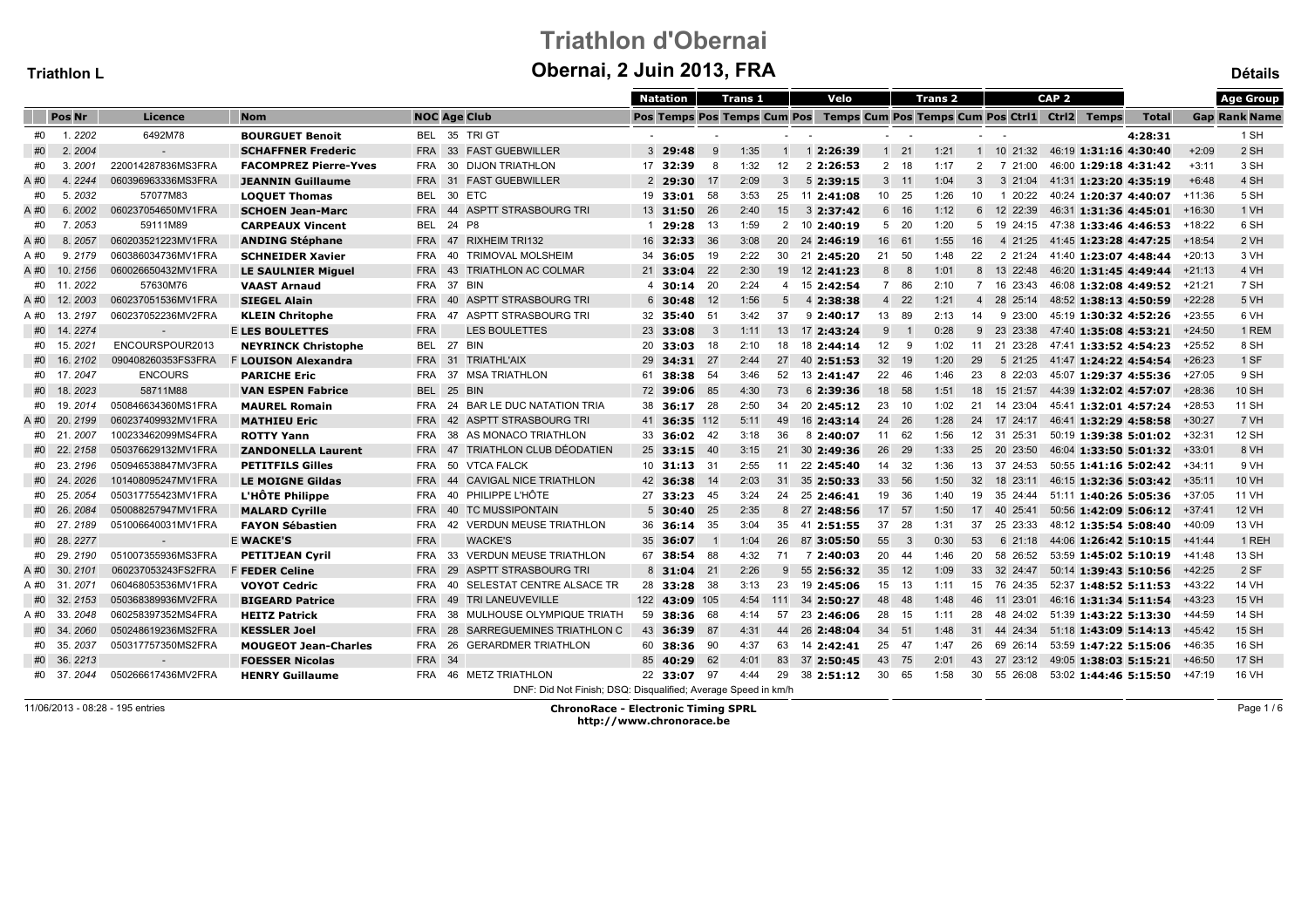# Triathlon d'Obernai

## Obernai, 2 Juin 2013, FRA

**Triathlon L** — **Détails**

| | Pos | Nr | Licence | Nom | NOC | Age | Club | Natation Pos | Natation Temps | Trans 1 Pos | Trans 1 Temps | Trans 1 Cum Pos | Velo Pos | Velo Temps | Velo Cum Pos | Trans 2 Pos | Trans 2 Temps | Trans 2 Cum Pos | CAP 2 Pos | CAP 2 Ctrl1 | CAP 2 Ctrl2 | CAP 2 Temps | Total | Gap | Age Group Rank Name |
|---|---|---|---|---|---|---|---|---|---|---|---|---|---|---|---|---|---|---|---|---|---|---|---|---|---|
| #0 | 1. | 2202 | 6492M78 | **BOURGUET Benoit** | BEL | 35 | TRI GT | - | | - | | - | - | | - | - | | - | - | | | | 4:28:31 | | 1 SH |
| #0 | 2. | 2004 | - | **SCHAFFNER Frederic** | FRA | 33 | FAST GUEBWILLER | 3 | **29:48** | 9 | 1:35 | 1 | 1 | **2:26:39** | 1 | 21 | 1:21 | 1 | 10 | 21:32 | 46:19 | **1:31:16** | **4:30:40** | +2:09 | 2 SH |
| #0 | 3. | 2001 | 220014287836MS3FRA | **FACOMPREZ Pierre-Yves** | FRA | 30 | DIJON TRIATHLON | 17 | **32:39** | 8 | 1:32 | 12 | 2 | **2:26:53** | 2 | 18 | 1:17 | 2 | 7 | 21:00 | 46:00 | **1:29:18** | **4:31:42** | +3:11 | 3 SH |
| A #0 | 4. | 2244 | 060396963336MS3FRA | **JEANNIN Guillaume** | FRA | 31 | FAST GUEBWILLER | 2 | **29:30** | 17 | 2:09 | 3 | 5 | **2:39:15** | 3 | 11 | 1:04 | 3 | 3 | 21:04 | 41:31 | **1:23:20** | **4:35:19** | +6:48 | 4 SH |
| #0 | 5. | 2032 | 57077M83 | **LOQUET Thomas** | BEL | 30 | ETC | 19 | **33:01** | 58 | 3:53 | 25 | 11 | **2:41:08** | 10 | 25 | 1:26 | 10 | 1 | 20:22 | 40:24 | **1:20:37** | **4:40:07** | +11:36 | 5 SH |
| A #0 | 6. | 2002 | 060237054650MV1FRA | **SCHOEN Jean-Marc** | FRA | 44 | ASPTT STRASBOURG TRI | 13 | **31:50** | 26 | 2:40 | 15 | 3 | **2:37:42** | 6 | 16 | 1:12 | 6 | 12 | 22:39 | 46:31 | **1:31:36** | **4:45:01** | +16:30 | 1 VH |
| #0 | 7. | 2053 | 59111M89 | **CARPEAUX Vincent** | BEL | 24 | P8 | 1 | **29:28** | 13 | 1:59 | 2 | 10 | **2:40:19** | 5 | 20 | 1:20 | 5 | 19 | 24:15 | 47:38 | **1:33:46** | **4:46:53** | +18:22 | 6 SH |
| A #0 | 8. | 2057 | 060203521223MV1FRA | **ANDING Stéphane** | FRA | 47 | RIXHEIM TRI132 | 16 | **32:33** | 36 | 3:08 | 20 | 24 | **2:46:19** | 16 | 61 | 1:55 | 16 | 4 | 21:25 | 41:45 | **1:23:28** | **4:47:25** | +18:54 | 2 VH |
| A #0 | 9. | 2179 | 060386034736MV1FRA | **SCHNEIDER Xavier** | FRA | 40 | TRIMOVAL MOLSHEIM | 34 | **36:05** | 19 | 2:22 | 30 | 21 | **2:45:20** | 21 | 50 | 1:48 | 22 | 2 | 21:24 | 41:40 | **1:23:07** | **4:48:44** | +20:13 | 3 VH |
| A #0 | 10. | 2156 | 060026650432MV1FRA | **LE SAULNIER Miguel** | FRA | 43 | TRIATHLON AC COLMAR | 21 | **33:04** | 22 | 2:30 | 19 | 12 | **2:41:23** | 8 | 8 | 1:01 | 8 | 13 | 22:48 | 46:20 | **1:31:45** | **4:49:44** | +21:13 | 4 VH |
| #0 | 11. | 2022 | 57630M76 | **VAAST Arnaud** | FRA | 37 | BIN | 4 | **30:14** | 20 | 2:24 | 4 | 15 | **2:42:54** | 7 | 86 | 2:10 | 7 | 16 | 23:43 | 46:08 | **1:32:08** | **4:49:52** | +21:21 | 7 SH |
| A #0 | 12. | 2003 | 060237051536MV1FRA | **SIEGEL Alain** | FRA | 40 | ASPTT STRASBOURG TRI | 6 | **30:48** | 12 | 1:56 | 5 | 4 | **2:38:38** | 4 | 22 | 1:21 | 4 | 28 | 25:14 | 48:52 | **1:38:13** | **4:50:59** | +22:28 | 5 VH |
| A #0 | 13. | 2197 | 060237052236MV2FRA | **KLEIN Chritophe** | FRA | 47 | ASPTT STRASBOURG TRI | 32 | **35:40** | 51 | 3:42 | 37 | 9 | **2:40:17** | 13 | 89 | 2:13 | 14 | 9 | 23:00 | 45:19 | **1:30:32** | **4:52:26** | +23:55 | 6 VH |
| #0 | 14. | 2274 | - | E **LES BOULETTES** | FRA | | LES BOULETTES | 23 | **33:08** | 3 | 1:11 | 13 | 17 | **2:43:24** | 9 | 1 | 0:28 | 9 | 23 | 23:38 | 47:40 | **1:35:08** | **4:53:21** | +24:50 | 1 REM |
| #0 | 15. | 2021 | ENCOURSPOUR2013 | **NEYRINCK Christophe** | BEL | 27 | BIN | 20 | **33:03** | 18 | 2:10 | 18 | 18 | **2:44:14** | 12 | 9 | 1:02 | 11 | 21 | 23:28 | 47:41 | **1:33:52** | **4:54:23** | +25:52 | 8 SH |
| #0 | 16. | 2102 | 090408260353FS3FRA | F **LOUISON Alexandra** | FRA | 31 | TRIATHL'AIX | 29 | **34:31** | 27 | 2:44 | 27 | 40 | **2:51:53** | 32 | 19 | 1:20 | 29 | 5 | 21:25 | 41:47 | **1:24:22** | **4:54:54** | +26:23 | 1 SF |
| #0 | 17. | 2047 | ENCOURS | **PARICHE Eric** | FRA | 37 | MSA TRIATHLON | 61 | **38:38** | 54 | 3:46 | 52 | 13 | **2:41:47** | 22 | 46 | 1:46 | 23 | 8 | 22:03 | 45:07 | **1:29:37** | **4:55:36** | +27:05 | 9 SH |
| #0 | 18. | 2023 | 58711M88 | **VAN ESPEN Fabrice** | BEL | 25 | BIN | 72 | **39:06** | 85 | 4:30 | 73 | 6 | **2:39:36** | 18 | 58 | 1:51 | 18 | 15 | 21:57 | 44:39 | **1:32:02** | **4:57:07** | +28:36 | 10 SH |
| #0 | 19. | 2014 | 050846634360MS1FRA | **MAUREL Romain** | FRA | 24 | BAR LE DUC NATATION TRIA | 38 | **36:17** | 28 | 2:50 | 34 | 20 | **2:45:12** | 23 | 10 | 1:02 | 21 | 14 | 23:04 | 45:41 | **1:32:01** | **4:57:24** | +28:53 | 11 SH |
| A #0 | 20. | 2199 | 060237409932MV1FRA | **MATHIEU Eric** | FRA | 42 | ASPTT STRASBOURG TRI | 41 | **36:35** | 112 | 5:11 | 49 | 16 | **2:43:14** | 24 | 26 | 1:28 | 24 | 17 | 24:17 | 46:41 | **1:32:29** | **4:58:58** | +30:27 | 7 VH |
| #0 | 21. | 2007 | 100233462099MS4FRA | **ROTTY Yann** | FRA | 38 | AS MONACO TRIATHLON | 33 | **36:02** | 42 | 3:18 | 36 | 8 | **2:40:07** | 11 | 62 | 1:56 | 12 | 31 | 25:31 | 50:19 | **1:39:38** | **5:01:02** | +32:31 | 12 SH |
| #0 | 22. | 2158 | 050376629132MV1FRA | **ZANDONELLA Laurent** | FRA | 47 | TRIATHLON CLUB DÉODATIEN | 25 | **33:15** | 40 | 3:15 | 21 | 30 | **2:49:36** | 26 | 29 | 1:33 | 25 | 20 | 23:50 | 46:04 | **1:33:50** | **5:01:32** | +33:01 | 8 VH |
| #0 | 23. | 2196 | 050946538847MV3FRA | **PETITFILS Gilles** | FRA | 50 | VTCA FALCK | 10 | **31:13** | 31 | 2:55 | 11 | 22 | **2:45:40** | 14 | 32 | 1:36 | 13 | 37 | 24:53 | 50:55 | **1:41:16** | **5:02:42** | +34:11 | 9 VH |
| #0 | 24. | 2026 | 101408095247MV1FRA | **LE MOIGNE Gildas** | FRA | 44 | CAVIGAL NICE TRIATHLON | 42 | **36:38** | 14 | 2:03 | 31 | 35 | **2:50:33** | 33 | 56 | 1:50 | 32 | 18 | 23:11 | 46:15 | **1:32:36** | **5:03:42** | +35:11 | 10 VH |
| #0 | 25. | 2054 | 050317755423MV1FRA | **L'HÔTE Philippe** | FRA | 40 | PHILIPPE L'HÔTE | 27 | **33:23** | 45 | 3:24 | 24 | 25 | **2:46:41** | 19 | 36 | 1:40 | 19 | 35 | 24:44 | 51:11 | **1:40:26** | **5:05:36** | +37:05 | 11 VH |
| #0 | 26. | 2084 | 050088257947MV1FRA | **MALARD Cyrille** | FRA | 40 | TC MUSSIPONTAIN | 5 | **30:40** | 25 | 2:35 | 8 | 27 | **2:48:56** | 17 | 57 | 1:50 | 17 | 40 | 25:41 | 50:56 | **1:42:09** | **5:06:12** | +37:41 | 12 VH |
| #0 | 27. | 2189 | 051006640031MV1FRA | **FAYON Sébastien** | FRA | 42 | VERDUN MEUSE TRIATHLON | 36 | **36:14** | 35 | 3:04 | 35 | 41 | **2:51:55** | 37 | 28 | 1:31 | 37 | 25 | 23:33 | 48:12 | **1:35:54** | **5:08:40** | +40:09 | 13 VH |
| #0 | 28. | 2277 | - | E **WACKE'S** | FRA | | WACKE'S | 35 | **36:07** | 1 | 1:04 | 26 | 87 | **3:05:50** | 55 | 3 | 0:30 | 53 | 6 | 21:18 | 44:06 | **1:26:42** | **5:10:15** | +41:44 | 1 REH |
| #0 | 29. | 2190 | 051007355936MS3FRA | **PETITJEAN Cyril** | FRA | 33 | VERDUN MEUSE TRIATHLON | 67 | **38:54** | 88 | 4:32 | 71 | 7 | **2:40:03** | 20 | 44 | 1:46 | 20 | 58 | 26:52 | 53:59 | **1:45:02** | **5:10:19** | +41:48 | 13 SH |
| A #0 | 30. | 2101 | 060237053243FS2FRA | F **FEDER Celine** | FRA | 29 | ASPTT STRASBOURG TRI | 8 | **31:04** | 21 | 2:26 | 9 | 55 | **2:56:32** | 35 | 12 | 1:09 | 33 | 32 | 24:47 | 50:14 | **1:39:43** | **5:10:56** | +42:25 | 2 SF |
| A #0 | 31. | 2071 | 060468053536MV1FRA | **VOYOT Cedric** | FRA | 40 | SELESTAT CENTRE ALSACE TR | 28 | **33:28** | 38 | 3:13 | 23 | 19 | **2:45:06** | 15 | 13 | 1:11 | 15 | 76 | 24:35 | 52:37 | **1:48:52** | **5:11:53** | +43:22 | 14 VH |
| #0 | 32. | 2153 | 050368389936MV2FRA | **BIGEARD Patrice** | FRA | 49 | TRI LANEUVEVILLE | 122 | **43:09** | 105 | 4:54 | 111 | 34 | **2:50:27** | 48 | 48 | 1:48 | 46 | 11 | 23:01 | 46:16 | **1:31:34** | **5:11:54** | +43:23 | 15 VH |
| A #0 | 33. | 2048 | 060258397352MS4FRA | **HEITZ Patrick** | FRA | 38 | MULHOUSE OLYMPIQUE TRIATH | 59 | **38:36** | 68 | 4:14 | 57 | 23 | **2:46:06** | 28 | 15 | 1:11 | 28 | 48 | 24:02 | 51:39 | **1:43:22** | **5:13:30** | +44:59 | 14 SH |
| #0 | 34. | 2060 | 050248619236MS2FRA | **KESSLER Joel** | FRA | 28 | SARREGUEMINES TRIATHLON C | 43 | **36:39** | 87 | 4:31 | 44 | 26 | **2:48:04** | 34 | 51 | 1:48 | 31 | 44 | 24:34 | 51:18 | **1:43:09** | **5:14:13** | +45:42 | 15 SH |
| #0 | 35. | 2037 | 050317757350MS2FRA | **MOUGEOT Jean-Charles** | FRA | 26 | GERARDMER TRIATHLON | 60 | **38:36** | 90 | 4:37 | 63 | 14 | **2:42:41** | 25 | 47 | 1:47 | 26 | 69 | 26:14 | 53:59 | **1:47:22** | **5:15:06** | +46:35 | 16 SH |
| #0 | 36. | 2213 | - | **FOESSER Nicolas** | FRA | 34 | | 85 | **40:29** | 62 | 4:01 | 83 | 37 | **2:50:45** | 43 | 75 | 2:01 | 43 | 27 | 23:12 | 49:05 | **1:38:03** | **5:15:21** | +46:50 | 17 SH |
| #0 | 37. | 2044 | 050266617436MV2FRA | **HENRY Guillaume** | FRA | 46 | METZ TRIATHLON | 22 | **33:07** | 97 | 4:44 | 29 | 38 | **2:51:12** | 30 | 65 | 1:58 | 30 | 55 | 26:08 | 53:02 | **1:44:46** | **5:15:50** | +47:19 | 16 VH |

DNF: Did Not Finish; DSQ: Disqualified; Average Speed in km/h

11/06/2013 - 08:28 - 195 entries

**ChronoRace - Electronic Timing SPRL**
**http://www.chronorace.be**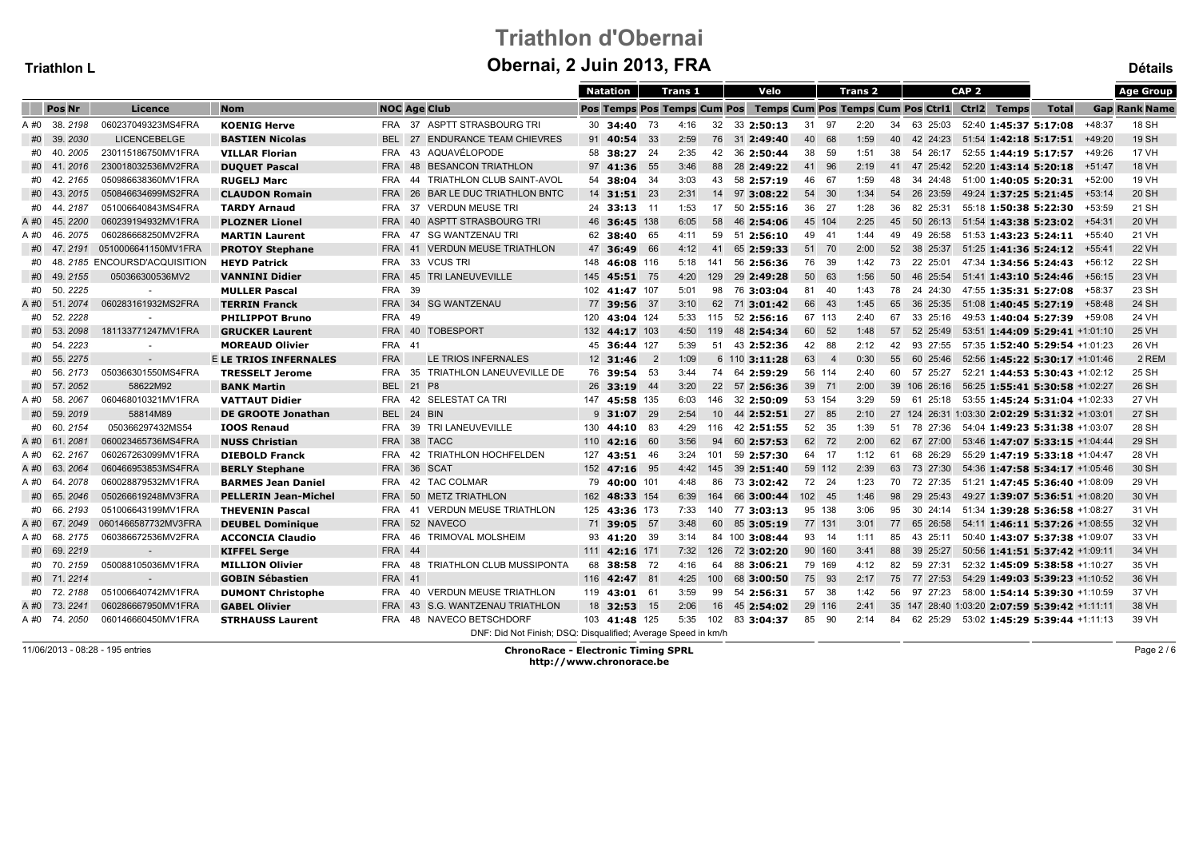# Triathlon d'Obernai

## Obernai, 2 Juin 2013, FRA

**Triathlon L** — **Détails**

| | Pos | Nr | Licence | Nom | NOC | Age | Club | Natation Pos | Natation Temps | Trans 1 Pos | Trans 1 Temps | Trans 1 Cum Pos | Velo Pos | Velo Temps | Velo Cum Pos | Trans 2 Pos | Trans 2 Temps | Trans 2 Cum Pos | CAP 2 Pos | CAP 2 Ctrl1 | CAP 2 Ctrl2 | CAP 2 Temps | Total | Gap | Age Group Rank Name |
|---|---|---|---|---|---|---|---|---|---|---|---|---|---|---|---|---|---|---|---|---|---|---|---|---|---|
| A #0 | 38. | 2198 | 060237049323MS4FRA | **KOENIG Herve** | FRA | 37 | ASPTT STRASBOURG TRI | 30 | **34:40** | 73 | 4:16 | 32 | 33 | **2:50:13** | 31 | 97 | 2:20 | 34 | 63 | 25:03 | 52:40 | **1:45:37** | **5:17:08** | +48:37 | 18 SH |
| #0 | 39. | 2030 | LICENCEBELGE | **BASTIEN Nicolas** | BEL | 27 | ENDURANCE TEAM CHIEVRES | 91 | **40:54** | 33 | 2:59 | 76 | 31 | **2:49:40** | 40 | 68 | 1:59 | 40 | 42 | 24:23 | 51:54 | **1:42:18** | **5:17:51** | +49:20 | 19 SH |
| #0 | 40. | 2005 | 230115186750MV1FRA | **VILLAR Florian** | FRA | 43 | AQUAVÉLOPODE | 58 | **38:27** | 24 | 2:35 | 42 | 36 | **2:50:44** | 38 | 59 | 1:51 | 38 | 54 | 26:17 | 52:55 | **1:44:19** | **5:17:57** | +49:26 | 17 VH |
| #0 | 41. | 2016 | 230018032536MV2FRA | **DUQUET Pascal** | FRA | 48 | BESANCON TRIATHLON | 97 | **41:36** | 55 | 3:46 | 88 | 28 | **2:49:22** | 41 | 96 | 2:19 | 41 | 47 | 25:42 | 52:20 | **1:43:14** | **5:20:18** | +51:47 | 18 VH |
| #0 | 42. | 2165 | 050986638360MV1FRA | **RUGELJ Marc** | FRA | 44 | TRIATHLON CLUB SAINT-AVOL | 54 | **38:04** | 34 | 3:03 | 43 | 58 | **2:57:19** | 46 | 67 | 1:59 | 48 | 34 | 24:48 | 51:00 | **1:40:05** | **5:20:31** | +52:00 | 19 VH |
| #0 | 43. | 2015 | 050846634699MS2FRA | **CLAUDON Romain** | FRA | 26 | BAR LE DUC TRIATHLON BNTC | 14 | **31:51** | 23 | 2:31 | 14 | 97 | **3:08:22** | 54 | 30 | 1:34 | 54 | 26 | 23:59 | 49:24 | **1:37:25** | **5:21:45** | +53:14 | 20 SH |
| #0 | 44. | 2187 | 051006640843MS4FRA | **TARDY Arnaud** | FRA | 37 | VERDUN MEUSE TRI | 24 | **33:13** | 11 | 1:53 | 17 | 50 | **2:55:16** | 36 | 27 | 1:28 | 36 | 82 | 25:31 | 55:18 | **1:50:38** | **5:22:30** | +53:59 | 21 SH |
| A #0 | 45. | 2200 | 060239194932MV1FRA | **PLOZNER Lionel** | FRA | 40 | ASPTT STRASBOURG TRI | 46 | **36:45** | 138 | 6:05 | 58 | 46 | **2:54:06** | 45 | 104 | 2:25 | 45 | 50 | 26:13 | 51:54 | **1:43:38** | **5:23:02** | +54:31 | 20 VH |
| A #0 | 46. | 2075 | 060286668250MV2FRA | **MARTIN Laurent** | FRA | 47 | SG WANTZENAU TRI | 62 | **38:40** | 65 | 4:11 | 59 | 51 | **2:56:10** | 49 | 41 | 1:44 | 49 | 49 | 26:58 | 51:53 | **1:43:23** | **5:24:11** | +55:40 | 21 VH |
| #0 | 47. | 2191 | 0510006641150MV1FRA | **PROTOY Stephane** | FRA | 41 | VERDUN MEUSE TRIATHLON | 47 | **36:49** | 66 | 4:12 | 41 | 45 | **2:53:59** | 51 | 70 | 2:00 | 52 | 38 | 25:37 | 51:25 | **1:41:36** | **5:24:12** | +55:41 | 22 VH |
| #0 | 48. | 2185 | ENCOURSD'ACQUISITION | **HEYD Patrick** | FRA | 33 | VCUS TRI | 148 | **46:08** | 116 | 5:18 | 141 | 56 | **2:56:36** | 76 | 39 | 1:42 | 73 | 22 | 25:01 | 47:34 | **1:34:56** | **5:24:43** | +56:12 | 22 SH |
| #0 | 49. | 2155 | 050366300536MV2 | **VANNINI Didier** | FRA | 45 | TRI LANEUVEVILLE | 145 | **45:51** | 75 | 4:20 | 129 | 29 | **2:49:28** | 50 | 63 | 1:56 | 50 | 46 | 25:54 | 51:41 | **1:43:10** | **5:24:46** | +56:15 | 23 VH |
| #0 | 50. | 2225 | - | **MULLER Pascal** | FRA | 39 | | 102 | **41:47** | 107 | 5:01 | 98 | 76 | **3:03:04** | 81 | 40 | 1:43 | 78 | 24 | 24:30 | 47:55 | **1:35:31** | **5:27:08** | +58:37 | 23 SH |
| A #0 | 51. | 2074 | 060283161932MS2FRA | **TERRIN Franck** | FRA | 34 | SG WANTZENAU | 77 | **39:56** | 37 | 3:10 | 62 | 71 | **3:01:42** | 66 | 43 | 1:45 | 65 | 36 | 25:35 | 51:08 | **1:40:45** | **5:27:19** | +58:48 | 24 SH |
| #0 | 52. | 2228 | - | **PHILIPPOT Bruno** | FRA | 49 | | 120 | **43:04** | 124 | 5:33 | 115 | 52 | **2:56:16** | 67 | 113 | 2:40 | 67 | 33 | 25:16 | 49:53 | **1:40:04** | **5:27:39** | +59:08 | 24 VH |
| #0 | 53. | 2098 | 181133771247MV1FRA | **GRUCKER Laurent** | FRA | 40 | TOBESPORT | 132 | **44:17** | 103 | 4:50 | 119 | 48 | **2:54:34** | 60 | 52 | 1:48 | 57 | 52 | 25:49 | 53:51 | **1:44:09** | **5:29:41** | +1:01:10 | 25 VH |
| #0 | 54. | 2223 | - | **MOREAUD Olivier** | FRA | 41 | | 45 | **36:44** | 127 | 5:39 | 51 | 43 | **2:52:36** | 42 | 88 | 2:12 | 42 | 93 | 27:55 | 57:35 | **1:52:40** | **5:29:54** | +1:01:23 | 26 VH |
| #0 | 55. | 2275 | - | E **LE TRIOS INFERNALES** | FRA | | LE TRIOS INFERNALES | 12 | **31:46** | 2 | 1:09 | 6 | 110 | **3:11:28** | 63 | 4 | 0:30 | 55 | 60 | 25:46 | 52:56 | **1:45:22** | **5:30:17** | +1:01:46 | 2 REM |
| #0 | 56. | 2173 | 050366301550MS4FRA | **TRESSELT Jerome** | FRA | 35 | TRIATHLON LANEUVEVILLE DE | 76 | **39:54** | 53 | 3:44 | 74 | 64 | **2:59:29** | 56 | 114 | 2:40 | 60 | 57 | 25:27 | 52:21 | **1:44:53** | **5:30:43** | +1:02:12 | 25 SH |
| #0 | 57. | 2052 | 58622M92 | **BANK Martin** | BEL | 21 | P8 | 26 | **33:19** | 44 | 3:20 | 22 | 57 | **2:56:36** | 39 | 71 | 2:00 | 39 | 106 | 26:16 | 56:25 | **1:55:41** | **5:30:58** | +1:02:27 | 26 SH |
| A #0 | 58. | 2067 | 060468010321MV1FRA | **VATTAUT Didier** | FRA | 42 | SELESTAT CA TRI | 147 | **45:58** | 135 | 6:03 | 146 | 32 | **2:50:09** | 53 | 154 | 3:29 | 59 | 61 | 25:18 | 53:55 | **1:45:24** | **5:31:04** | +1:02:33 | 27 VH |
| #0 | 59. | 2019 | 58814M89 | **DE GROOTE Jonathan** | BEL | 24 | BIN | 9 | **31:07** | 29 | 2:54 | 10 | 44 | **2:52:51** | 27 | 85 | 2:10 | 27 | 124 | 26:31 | 1:03:30 | **2:02:29** | **5:31:32** | +1:03:01 | 27 SH |
| #0 | 60. | 2154 | 050366297432MS54 | **IOOS Renaud** | FRA | 39 | TRI LANEUVEVILLE | 130 | **44:10** | 83 | 4:29 | 116 | 42 | **2:51:55** | 52 | 35 | 1:39 | 51 | 78 | 27:36 | 54:04 | **1:49:23** | **5:31:38** | +1:03:07 | 28 SH |
| A #0 | 61. | 2081 | 060023465736MS4FRA | **NUSS Christian** | FRA | 38 | TACC | 110 | **42:16** | 60 | 3:56 | 94 | 60 | **2:57:53** | 62 | 72 | 2:00 | 62 | 67 | 27:00 | 53:46 | **1:47:07** | **5:33:15** | +1:04:44 | 29 SH |
| A #0 | 62. | 2167 | 060267263099MV1FRA | **DIEBOLD Franck** | FRA | 42 | TRIATHLON HOCHFELDEN | 127 | **43:51** | 46 | 3:24 | 101 | 59 | **2:57:30** | 64 | 17 | 1:12 | 61 | 68 | 26:29 | 55:29 | **1:47:19** | **5:33:18** | +1:04:47 | 28 VH |
| A #0 | 63. | 2064 | 060466953853MS4FRA | **BERLY Stephane** | FRA | 36 | SCAT | 152 | **47:16** | 95 | 4:42 | 145 | 39 | **2:51:40** | 59 | 112 | 2:39 | 63 | 73 | 27:30 | 54:36 | **1:47:58** | **5:34:17** | +1:05:46 | 30 SH |
| A #0 | 64. | 2078 | 060028879532MV1FRA | **BARMES Jean Daniel** | FRA | 42 | TAC COLMAR | 79 | **40:00** | 101 | 4:48 | 86 | 73 | **3:02:42** | 72 | 24 | 1:23 | 70 | 72 | 27:35 | 51:21 | **1:47:45** | **5:36:40** | +1:08:09 | 29 VH |
| #0 | 65. | 2046 | 050266619248MV3FRA | **PELLERIN Jean-Michel** | FRA | 50 | METZ TRIATHLON | 162 | **48:33** | 154 | 6:39 | 164 | 66 | **3:00:44** | 102 | 45 | 1:46 | 98 | 29 | 25:43 | 49:27 | **1:39:07** | **5:36:51** | +1:08:20 | 30 VH |
| #0 | 66. | 2193 | 051006643199MV1FRA | **THEVENIN Pascal** | FRA | 41 | VERDUN MEUSE TRIATHLON | 125 | **43:36** | 173 | 7:33 | 140 | 77 | **3:03:13** | 95 | 138 | 3:06 | 95 | 30 | 24:14 | 51:34 | **1:39:28** | **5:36:58** | +1:08:27 | 31 VH |
| A #0 | 67. | 2049 | 0601466587732MV3FRA | **DEUBEL Dominique** | FRA | 52 | NAVECO | 71 | **39:05** | 57 | 3:48 | 60 | 85 | **3:05:19** | 77 | 131 | 3:01 | 77 | 65 | 26:58 | 54:11 | **1:46:11** | **5:37:26** | +1:08:55 | 32 VH |
| A #0 | 68. | 2175 | 060386672536MV2FRA | **ACCONCIA Claudio** | FRA | 46 | TRIMOVAL MOLSHEIM | 93 | **41:20** | 39 | 3:14 | 84 | 100 | **3:08:44** | 93 | 14 | 1:11 | 85 | 43 | 25:11 | 50:40 | **1:43:07** | **5:37:38** | +1:09:07 | 33 VH |
| #0 | 69. | 2219 | - | **KIFFEL Serge** | FRA | 44 | | 111 | **42:16** | 171 | 7:32 | 126 | 72 | **3:02:20** | 90 | 160 | 3:41 | 88 | 39 | 25:27 | 50:56 | **1:41:51** | **5:37:42** | +1:09:11 | 34 VH |
| #0 | 70. | 2159 | 050088105036MV1FRA | **MILLION Olivier** | FRA | 48 | TRIATHLON CLUB MUSSIPONTA | 68 | **38:58** | 72 | 4:16 | 64 | 88 | **3:06:21** | 79 | 169 | 4:12 | 82 | 59 | 27:31 | 52:32 | **1:45:09** | **5:38:58** | +1:10:27 | 35 VH |
| #0 | 71. | 2214 | - | **GOBIN Sébastien** | FRA | 41 | | 116 | **42:47** | 81 | 4:25 | 100 | 68 | **3:00:50** | 75 | 93 | 2:17 | 75 | 77 | 27:53 | 54:29 | **1:49:03** | **5:39:23** | +1:10:52 | 36 VH |
| #0 | 72. | 2188 | 051006640742MV1FRA | **DUMONT Christophe** | FRA | 40 | VERDUN MEUSE TRIATHLON | 119 | **43:01** | 61 | 3:59 | 99 | 54 | **2:56:31** | 57 | 38 | 1:42 | 56 | 97 | 27:23 | 58:00 | **1:54:14** | **5:39:30** | +1:10:59 | 37 VH |
| A #0 | 73. | 2241 | 060286667950MV1FRA | **GABEL Olivier** | FRA | 43 | S.G. WANTZENAU TRIATHLON | 18 | **32:53** | 15 | 2:06 | 16 | 45 | **2:54:02** | 29 | 116 | 2:41 | 35 | 147 | 28:40 | 1:03:20 | **2:07:59** | **5:39:42** | +1:11:11 | 38 VH |
| A #0 | 74. | 2050 | 060146660450MV1FRA | **STRHAUSS Laurent** | FRA | 48 | NAVECO BETSCHDORF | 103 | **41:48** | 125 | 5:35 | 102 | 83 | **3:04:37** | 85 | 90 | 2:14 | 84 | 62 | 25:29 | 53:02 | **1:45:29** | **5:39:44** | +1:11:13 | 39 VH |

DNF: Did Not Finish; DSQ: Disqualified; Average Speed in km/h

11/06/2013 - 08:28 - 195 entries

**ChronoRace - Electronic Timing SPRL**
**http://www.chronorace.be**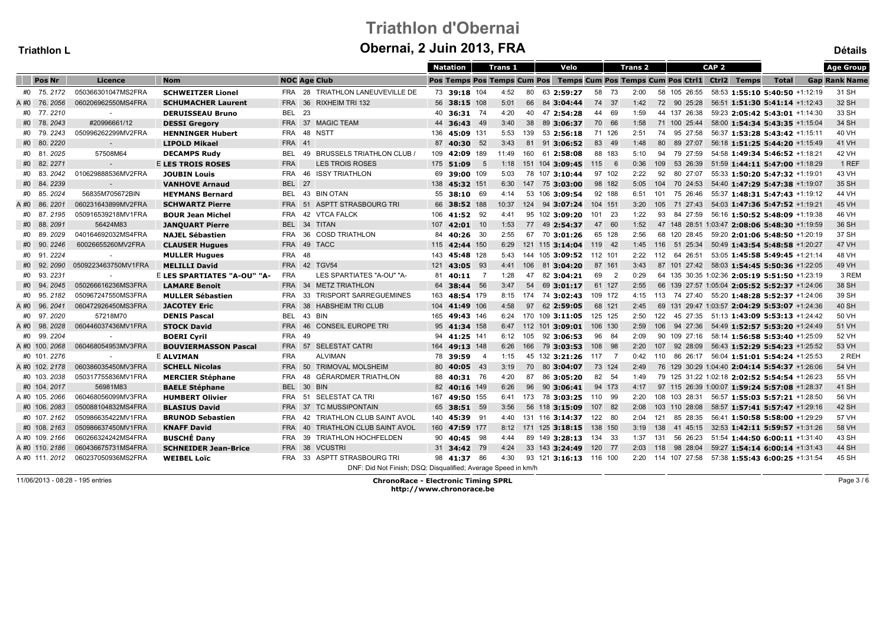# Triathlon d'Obernai

## Obernai, 2 Juin 2013, FRA

**Triathlon L** — **Détails**

| | Pos | Nr | Licence | Nom | NOC | Age | Club | Natation Pos | Natation Temps | Trans 1 Pos | Trans 1 Temps | Trans 1 Cum Pos | Velo Pos | Velo Temps | Velo Cum Pos | Trans 2 Pos | Trans 2 Temps | Trans 2 Cum Pos | CAP 2 Pos | CAP 2 Ctrl1 | CAP 2 Ctrl2 | CAP 2 Temps | Total | Gap | Age Group Rank | Age Group Name |
|---|---|---|---|---|---|---|---|---|---|---|---|---|---|---|---|---|---|---|---|---|---|---|---|---|---|---|
| #0 | 75. | 2172 | 050366301047MS2FRA | SCHWEITZER Lionel | FRA | 28 | TRIATHLON LANEUVEVILLE DE | 73 | 39:18 | 104 | 4:52 | 80 | 63 | 2:59:27 | 58 | 73 | 2:00 | 58 | 105 | 26:55 | 58:53 | 1:55:10 | 5:40:50 | +1:12:19 | 31 | SH |
| A #0 | 76. | 2056 | 060206962550MS4FRA | SCHUMACHER Laurent | FRA | 36 | RIXHEIM TRI 132 | 56 | 38:15 | 108 | 5:01 | 66 | 84 | 3:04:44 | 74 | 37 | 1:42 | 72 | 90 | 25:28 | 56:51 | 1:51:30 | 5:41:14 | +1:12:43 | 32 | SH |
| #0 | 77. | 2210 | - | DERUISSEAU Bruno | BEL | 23 | | 40 | 36:31 | 74 | 4:20 | 40 | 47 | 2:54:28 | 44 | 69 | 1:59 | 44 | 137 | 26:38 | 59:23 | 2:05:42 | 5:43:01 | +1:14:30 | 33 | SH |
| #0 | 78. | 2043 | #20996661/12 | DESSI Gregory | FRA | 37 | MAGIC TEAM | 44 | 36:43 | 49 | 3:40 | 38 | 89 | 3:06:37 | 70 | 66 | 1:58 | 71 | 100 | 25:44 | 58:00 | 1:54:34 | 5:43:35 | +1:15:04 | 34 | SH |
| #0 | 79. | 2243 | 050996262299MV2FRA | HENNINGER Hubert | FRA | 48 | NSTT | 136 | 45:09 | 131 | 5:53 | 139 | 53 | 2:56:18 | 71 | 126 | 2:51 | 74 | 95 | 27:58 | 56:37 | 1:53:28 | 5:43:42 | +1:15:11 | 40 | VH |
| #0 | 80. | 2220 | - | LIPOLD Mikael | FRA | 41 | | 87 | 40:30 | 52 | 3:43 | 81 | 91 | 3:06:52 | 83 | 49 | 1:48 | 80 | 89 | 27:07 | 56:18 | 1:51:25 | 5:44:20 | +1:15:49 | 41 | VH |
| #0 | 81. | 2025 | 57508M64 | DECAMPS Rudy | BEL | 49 | BRUSSELS TRIATHLON CLUB / | 109 | 42:09 | 189 | 11:49 | 160 | 61 | 2:58:08 | 88 | 183 | 5:10 | 94 | 79 | 27:59 | 54:58 | 1:49:34 | 5:46:52 | +1:18:21 | 42 | VH |
| #0 | 82. | 2271 | - | E LES TROIS ROSES | FRA | | LES TROIS ROSES | 175 | 51:09 | 5 | 1:18 | 151 | 104 | 3:09:45 | 115 | 6 | 0:36 | 109 | 53 | 26:39 | 51:59 | 1:44:11 | 5:47:00 | +1:18:29 | 1 | REF |
| #0 | 83. | 2042 | 010629888536MV2FRA | JOUBIN Louis | FRA | 46 | ISSY TRIATHLON | 69 | 39:00 | 109 | 5:03 | 78 | 107 | 3:10:44 | 97 | 102 | 2:22 | 92 | 80 | 27:07 | 55:33 | 1:50:20 | 5:47:32 | +1:19:01 | 43 | VH |
| #0 | 84. | 2239 | - | VANHOVE Arnaud | BEL | 27 | | 138 | 45:32 | 151 | 6:30 | 147 | 75 | 3:03:00 | 98 | 182 | 5:05 | 104 | 70 | 24:53 | 54:40 | 1:47:29 | 5:47:38 | +1:19:07 | 35 | SH |
| #0 | 85. | 2024 | 56835M705672BIN | HEYMANS Bernard | BEL | 43 | BIN OTAN | 55 | 38:10 | 69 | 4:14 | 53 | 106 | 3:09:54 | 92 | 188 | 6:51 | 101 | 75 | 26:46 | 55:37 | 1:48:31 | 5:47:43 | +1:19:12 | 44 | VH |
| A #0 | 86. | 2201 | 060231643899MV2FRA | SCHWARTZ Pierre | FRA | 51 | ASPTT STRASBOURG TRI | 66 | 38:52 | 188 | 10:37 | 124 | 94 | 3:07:24 | 104 | 151 | 3:20 | 105 | 71 | 27:43 | 54:03 | 1:47:36 | 5:47:52 | +1:19:21 | 45 | VH |
| #0 | 87. | 2195 | 050916539218MV1FRA | BOUR Jean Michel | FRA | 42 | VTCA FALCK | 106 | 41:52 | 92 | 4:41 | 95 | 102 | 3:09:20 | 101 | 23 | 1:22 | 93 | 84 | 27:59 | 56:16 | 1:50:52 | 5:48:09 | +1:19:38 | 46 | VH |
| #0 | 88. | 2091 | 56424M83 | JANQUART Pierre | BEL | 34 | TITAN | 107 | 42:01 | 10 | 1:53 | 77 | 49 | 2:54:37 | 47 | 60 | 1:52 | 47 | 148 | 28:51 | 1:03:47 | 2:08:06 | 5:48:30 | +1:19:59 | 36 | SH |
| #0 | 89. | 2029 | 040164692032MS4FRA | NAJEL Sébastien | FRA | 36 | COSD TRIATHLON | 84 | 40:26 | 30 | 2:55 | 67 | 70 | 3:01:26 | 65 | 128 | 2:56 | 68 | 120 | 28:45 | 59:20 | 2:01:06 | 5:48:50 | +1:20:19 | 37 | SH |
| #0 | 90. | 2246 | 60026655260MV2FRA | CLAUSER Hugues | FRA | 49 | TACC | 115 | 42:44 | 150 | 6:29 | 121 | 115 | 3:14:04 | 119 | 42 | 1:45 | 116 | 51 | 25:34 | 50:49 | 1:43:54 | 5:48:58 | +1:20:27 | 47 | VH |
| #0 | 91. | 2224 | - | MULLER Hugues | FRA | 48 | | 143 | 45:48 | 128 | 5:43 | 144 | 105 | 3:09:52 | 112 | 101 | 2:22 | 112 | 64 | 26:51 | 53:05 | 1:45:58 | 5:49:45 | +1:21:14 | 48 | VH |
| #0 | 92. | 2090 | 0509223463750MV1FRA | MELILLI David | FRA | 42 | TGV54 | 121 | 43:05 | 93 | 4:41 | 106 | 81 | 3:04:20 | 87 | 161 | 3:43 | 87 | 101 | 27:42 | 58:03 | 1:54:45 | 5:50:36 | +1:22:05 | 49 | VH |
| #0 | 93. | 2231 | - | E LES SPARTIATES "A-OU" "A- | FRA | | LES SPARTIATES "A-OU" "A- | 81 | 40:11 | 7 | 1:28 | 47 | 82 | 3:04:21 | 69 | 2 | 0:29 | 64 | 135 | 30:35 | 1:02:36 | 2:05:19 | 5:51:50 | +1:23:19 | 3 | REM |
| #0 | 94. | 2045 | 050266616236MS3FRA | LAMARE Benoit | FRA | 34 | METZ TRIATHLON | 64 | 38:44 | 56 | 3:47 | 54 | 69 | 3:01:17 | 61 | 127 | 2:55 | 66 | 139 | 27:57 | 1:05:04 | 2:05:52 | 5:52:37 | +1:24:06 | 38 | SH |
| #0 | 95. | 2182 | 050967247550MS3FRA | MULLER Sébastien | FRA | 33 | TRISPORT SARREGUEMINES | 163 | 48:54 | 179 | 8:15 | 174 | 74 | 3:02:43 | 109 | 172 | 4:15 | 113 | 74 | 27:40 | 55:20 | 1:48:28 | 5:52:37 | +1:24:06 | 39 | SH |
| A #0 | 96. | 2041 | 060472926450MS3FRA | JACOTEY Eric | FRA | 38 | HABSHEIM TRI CLUB | 104 | 41:49 | 106 | 4:58 | 97 | 62 | 2:59:05 | 68 | 121 | 2:45 | 69 | 131 | 29:47 | 1:03:57 | 2:04:29 | 5:53:07 | +1:24:36 | 40 | SH |
| #0 | 97. | 2020 | 57218M70 | DENIS Pascal | BEL | 43 | BIN | 165 | 49:43 | 146 | 6:24 | 170 | 109 | 3:11:05 | 125 | 125 | 2:50 | 122 | 45 | 27:35 | 51:13 | 1:43:09 | 5:53:13 | +1:24:42 | 50 | VH |
| A #0 | 98. | 2028 | 060446037436MV1FRA | STOCK David | FRA | 46 | CONSEIL EUROPE TRI | 95 | 41:34 | 158 | 6:47 | 112 | 101 | 3:09:01 | 106 | 130 | 2:59 | 106 | 94 | 27:36 | 54:49 | 1:52:57 | 5:53:20 | +1:24:49 | 51 | VH |
| #0 | 99. | 2204 | - | BOERI Cyril | FRA | 49 | | 94 | 41:25 | 141 | 6:12 | 105 | 92 | 3:06:53 | 96 | 84 | 2:09 | 90 | 109 | 27:16 | 58:14 | 1:56:58 | 5:53:40 | +1:25:09 | 52 | VH |
| A #0 | 100. | 2068 | 060468054953MV3FRA | BOUVIERMASSON Pascal | FRA | 57 | SELESTAT CATRI | 164 | 49:13 | 148 | 6:26 | 166 | 79 | 3:03:53 | 108 | 98 | 2:20 | 107 | 92 | 28:09 | 56:43 | 1:52:29 | 5:54:23 | +1:25:52 | 53 | VH |
| #0 | 101. | 2276 | - | E ALVIMAN | FRA | | ALVIMAN | 78 | 39:59 | 4 | 1:15 | 45 | 132 | 3:21:26 | 117 | 7 | 0:42 | 110 | 86 | 26:17 | 56:04 | 1:51:01 | 5:54:24 | +1:25:53 | 2 | REH |
| A #0 | 102. | 2178 | 060386035450MV3FRA | SCHELL Nicolas | FRA | 50 | TRIMOVAL MOLSHEIM | 80 | 40:05 | 43 | 3:19 | 70 | 80 | 3:04:07 | 73 | 124 | 2:49 | 76 | 129 | 30:29 | 1:04:40 | 2:04:14 | 5:54:37 | +1:26:06 | 54 | VH |
| #0 | 103. | 2038 | 050317755836MV1FRA | MERCIER Stéphane | FRA | 48 | GÉRARDMER TRIATHLON | 88 | 40:31 | 76 | 4:20 | 87 | 86 | 3:05:20 | 82 | 54 | 1:49 | 79 | 125 | 31:22 | 1:02:18 | 2:02:52 | 5:54:54 | +1:26:23 | 55 | VH |
| #0 | 104. | 2017 | 56981M83 | BAELE Stéphane | BEL | 30 | BIN | 82 | 40:16 | 149 | 6:26 | 96 | 90 | 3:06:41 | 94 | 173 | 4:17 | 97 | 115 | 26:39 | 1:00:07 | 1:59:24 | 5:57:08 | +1:28:37 | 41 | SH |
| A #0 | 105. | 2066 | 060468056099MV3FRA | HUMBERT Olivier | FRA | 51 | SELESTAT CA TRI | 167 | 49:50 | 155 | 6:41 | 173 | 78 | 3:03:25 | 110 | 99 | 2:20 | 108 | 103 | 28:31 | 56:57 | 1:55:03 | 5:57:21 | +1:28:50 | 56 | VH |
| #0 | 106. | 2083 | 050088104832MS4FRA | BLASIUS David | FRA | 37 | TC MUSSIPONTAIN | 65 | 38:51 | 59 | 3:56 | 56 | 118 | 3:15:09 | 107 | 82 | 2:08 | 103 | 110 | 28:08 | 58:57 | 1:57:41 | 5:57:47 | +1:29:16 | 42 | SH |
| #0 | 107. | 2162 | 050986635422MV1FRA | BRUNOD Sebastien | FRA | 42 | TRIATHLON CLUB SAINT AVOL | 140 | 45:39 | 91 | 4:40 | 131 | 116 | 3:14:37 | 122 | 80 | 2:04 | 121 | 85 | 28:35 | 56:41 | 1:50:58 | 5:58:00 | +1:29:29 | 57 | VH |
| #0 | 108. | 2163 | 050986637450MV1FRA | KNAFF David | FRA | 40 | TRIATHLON CLUB SAINT AVOL | 160 | 47:59 | 177 | 8:12 | 171 | 125 | 3:18:15 | 138 | 150 | 3:19 | 138 | 41 | 45:15 | 32:53 | 1:42:11 | 5:59:57 | +1:31:26 | 58 | VH |
| A #0 | 109. | 2166 | 060266324242MS4FRA | BUSCHÉ Dany | FRA | 39 | TRIATHLON HOCHFELDEN | 90 | 40:45 | 98 | 4:44 | 89 | 149 | 3:28:13 | 134 | 33 | 1:37 | 131 | 56 | 26:23 | 51:54 | 1:44:50 | 6:00:11 | +1:31:40 | 43 | SH |
| A #0 | 110. | 2186 | 060436675731MS4FRA | SCHNEIDER Jean-Brice | FRA | 38 | VCUSTRI | 31 | 34:42 | 79 | 4:24 | 33 | 143 | 3:24:49 | 120 | 77 | 2:03 | 118 | 98 | 28:04 | 59:27 | 1:54:14 | 6:00:14 | +1:31:43 | 44 | SH |
| A #0 | 111. | 2012 | 060237050936MS2FRA | WEIBEL Loïc | FRA | 33 | ASPTT STRASBOURG TRI | 98 | 41:37 | 86 | 4:30 | 93 | 121 | 3:16:13 | 116 | 100 | 2:20 | 114 | 107 | 27:58 | 57:38 | 1:55:43 | 6:00:25 | +1:31:54 | 45 | SH |

DNF: Did Not Finish; DSQ: Disqualified; Average Speed in km/h

11/06/2013 - 08:28 - 195 entries

**ChronoRace - Electronic Timing SPRL**
**http://www.chronorace.be**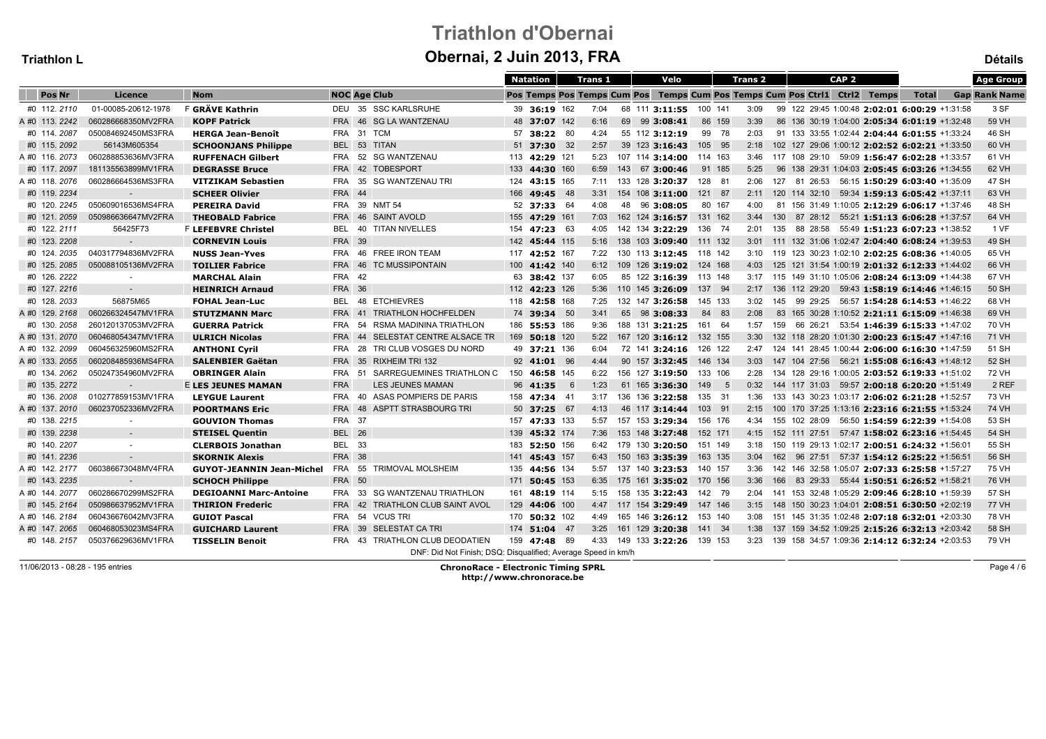# Triathlon d'Obernai

## Obernai, 2 Juin 2013, FRA

**Triathlon L** — **Détails**

| | Pos | Nr | Licence | | Nom | NOC | Age | Club | Natation Pos | Natation Temps | Trans 1 Pos | Trans 1 Temps | Trans 1 Cum Pos | Velo Pos | Velo Temps | Velo Cum Pos | Trans 2 Pos | Trans 2 Temps | Trans 2 Cum Pos | CAP 2 Pos | CAP 2 Ctrl1 | CAP 2 Ctrl2 | CAP 2 Temps | Total | Gap | Age Group Rank Name |
|---|---|---|---|---|---|---|---|---|---|---|---|---|---|---|---|---|---|---|---|---|---|---|---|---|---|---|
| #0 | 112. | 2110 | 01-00085-20612-1978 | F | **GRÄVE Kathrin** | DEU | 35 | SSC KARLSRUHE | 39 | **36:19** | 162 | 7:04 | 68 | 111 | **3:11:55** | 100 | 141 | 3:09 | 99 | 122 | 29:45 | 1:00:48 | **2:02:01** | **6:00:29** | +1:31:58 | 3 SF |
| A #0 | 113. | 2242 | 060286668350MV2FRA | | **KOPF Patrick** | FRA | 46 | SG LA WANTZENAU | 48 | **37:07** | 142 | 6:16 | 69 | 99 | **3:08:41** | 86 | 159 | 3:39 | 86 | 136 | 30:19 | 1:04:00 | **2:05:34** | **6:01:19** | +1:32:48 | 59 VH |
| #0 | 114. | 2087 | 050084692450MS3FRA | | **HERGA Jean-Benoît** | FRA | 31 | TCM | 57 | **38:22** | 80 | 4:24 | 55 | 112 | **3:12:19** | 99 | 78 | 2:03 | 91 | 133 | 33:55 | 1:02:44 | **2:04:44** | **6:01:55** | +1:33:24 | 46 SH |
| #0 | 115. | 2092 | 56143M605354 | | **SCHOONJANS Philippe** | BEL | 53 | TITAN | 51 | **37:30** | 32 | 2:57 | 39 | 123 | **3:16:43** | 105 | 95 | 2:18 | 102 | 127 | 29:06 | 1:00:12 | **2:02:52** | **6:02:21** | +1:33:50 | 60 VH |
| A #0 | 116. | 2073 | 060288853636MV3FRA | | **RUFFENACH Gilbert** | FRA | 52 | SG WANTZENAU | 113 | **42:29** | 121 | 5:23 | 107 | 114 | **3:14:00** | 114 | 163 | 3:46 | 117 | 108 | 29:10 | 59:09 | **1:56:47** | **6:02:28** | +1:33:57 | 61 VH |
| #0 | 117. | 2097 | 181135563899MV1FRA | | **DEGRASSE Bruce** | FRA | 42 | TOBESPORT | 133 | **44:30** | 160 | 6:59 | 143 | 67 | **3:00:46** | 91 | 185 | 5:25 | 96 | 138 | 29:31 | 1:04:03 | **2:05:45** | **6:03:26** | +1:34:55 | 62 VH |
| A #0 | 118. | 2076 | 060286664536MS3FRA | | **VITZIKAM Sebastien** | FRA | 35 | SG WANTZENAU TRI | 124 | **43:15** | 165 | 7:11 | 133 | 128 | **3:20:37** | 128 | 81 | 2:06 | 127 | 81 | 26:53 | 56:15 | **1:50:29** | **6:03:40** | +1:35:09 | 47 SH |
| #0 | 119. | 2234 | - | | **SCHEER Olivier** | FRA | 44 | | 166 | **49:45** | 48 | 3:31 | 154 | 108 | **3:11:00** | 121 | 87 | 2:11 | 120 | 114 | 32:10 | 59:34 | **1:59:13** | **6:05:42** | +1:37:11 | 63 VH |
| #0 | 120. | 2245 | 050609016536MS4FRA | | **PEREIRA David** | FRA | 39 | NMT 54 | 52 | **37:33** | 64 | 4:08 | 48 | 96 | **3:08:05** | 80 | 167 | 4:00 | 81 | 156 | 31:49 | 1:10:05 | **2:12:29** | **6:06:17** | +1:37:46 | 48 SH |
| #0 | 121. | 2059 | 050986636647MV2FRA | | **THEOBALD Fabrice** | FRA | 46 | SAINT AVOLD | 155 | **47:29** | 161 | 7:03 | 162 | 124 | **3:16:57** | 131 | 162 | 3:44 | 130 | 87 | 28:12 | 55:21 | **1:51:13** | **6:06:28** | +1:37:57 | 64 VH |
| #0 | 122. | 2111 | 56425F73 | F | **LEFEBVRE Christel** | BEL | 40 | TITAN NIVELLES | 154 | **47:23** | 63 | 4:05 | 142 | 134 | **3:22:29** | 136 | 74 | 2:01 | 135 | 88 | 28:58 | 55:49 | **1:51:23** | **6:07:23** | +1:38:52 | 1 VF |
| #0 | 123. | 2208 | - | | **CORNEVIN Louis** | FRA | 39 | | 142 | **45:44** | 115 | 5:16 | 138 | 103 | **3:09:40** | 111 | 132 | 3:01 | 111 | 132 | 31:06 | 1:02:47 | **2:04:40** | **6:08:24** | +1:39:53 | 49 SH |
| #0 | 124. | 2035 | 040317794836MV2FRA | | **NUSS Jean-Yves** | FRA | 46 | FREE IRON TEAM | 117 | **42:52** | 167 | 7:22 | 130 | 113 | **3:12:45** | 118 | 142 | 3:10 | 119 | 123 | 30:23 | 1:02:10 | **2:02:25** | **6:08:36** | +1:40:05 | 65 VH |
| #0 | 125. | 2085 | 050088105136MV2FRA | | **TOILIER Fabrice** | FRA | 46 | TC MUSSIPONTAIN | 100 | **41:42** | 140 | 6:12 | 109 | 126 | **3:19:02** | 124 | 168 | 4:03 | 125 | 121 | 31:54 | 1:00:19 | **2:01:32** | **6:12:33** | +1:44:02 | 66 VH |
| #0 | 126. | 2222 | - | | **MARCHAL Alain** | FRA | 42 | | 63 | **38:42** | 137 | 6:05 | 85 | 122 | **3:16:39** | 113 | 148 | 3:17 | 115 | 149 | 31:10 | 1:05:06 | **2:08:24** | **6:13:09** | +1:44:38 | 67 VH |
| #0 | 127. | 2216 | - | | **HEINRICH Arnaud** | FRA | 36 | | 112 | **42:23** | 126 | 5:36 | 110 | 145 | **3:26:09** | 137 | 94 | 2:17 | 136 | 112 | 29:20 | 59:43 | **1:58:19** | **6:14:46** | +1:46:15 | 50 SH |
| #0 | 128. | 2033 | 56875M65 | | **FOHAL Jean-Luc** | BEL | 48 | ETCHIEVRES | 118 | **42:58** | 168 | 7:25 | 132 | 147 | **3:26:58** | 145 | 133 | 3:02 | 145 | 99 | 29:25 | 56:57 | **1:54:28** | **6:14:53** | +1:46:22 | 68 VH |
| A #0 | 129. | 2168 | 060266324547MV1FRA | | **STUTZMANN Marc** | FRA | 41 | TRIATHLON HOCHFELDEN | 74 | **39:34** | 50 | 3:41 | 65 | 98 | **3:08:33** | 84 | 83 | 2:08 | 83 | 165 | 30:28 | 1:10:52 | **2:21:11** | **6:15:09** | +1:46:38 | 69 VH |
| #0 | 130. | 2058 | 260120137053MV2FRA | | **GUERRA Patrick** | FRA | 54 | RSMA MADININA TRIATHLON | 186 | **55:53** | 186 | 9:36 | 188 | 131 | **3:21:25** | 161 | 64 | 1:57 | 159 | 66 | 26:21 | 53:54 | **1:46:39** | **6:15:33** | +1:47:02 | 70 VH |
| A #0 | 131. | 2070 | 060468054347MV1FRA | | **ULRICH Nicolas** | FRA | 44 | SELESTAT CENTRE ALSACE TR | 169 | **50:18** | 120 | 5:22 | 167 | 120 | **3:16:12** | 132 | 155 | 3:30 | 132 | 118 | 28:20 | 1:01:30 | **2:00:23** | **6:15:47** | +1:47:16 | 71 VH |
| A #0 | 132. | 2099 | 060456325960MS2FRA | | **ANTHONI Cyril** | FRA | 28 | TRI CLUB VOSGES DU NORD | 49 | **37:21** | 136 | 6:04 | 72 | 141 | **3:24:16** | 126 | 122 | 2:47 | 124 | 141 | 28:45 | 1:00:44 | **2:06:00** | **6:16:30** | +1:47:59 | 51 SH |
| A #0 | 133. | 2055 | 060208485936MS4FRA | | **SALENBIER Gaëtan** | FRA | 35 | RIXHEIM TRI 132 | 92 | **41:01** | 96 | 4:44 | 90 | 157 | **3:32:45** | 146 | 134 | 3:03 | 147 | 104 | 27:56 | 56:21 | **1:55:08** | **6:16:43** | +1:48:12 | 52 SH |
| #0 | 134. | 2062 | 050247354960MV2FRA | | **OBRINGER Alain** | FRA | 51 | SARREGUEMINES TRIATHLON C | 150 | **46:58** | 145 | 6:22 | 156 | 127 | **3:19:50** | 133 | 106 | 2:28 | 134 | 128 | 29:16 | 1:00:05 | **2:03:52** | **6:19:33** | +1:51:02 | 72 VH |
| #0 | 135. | 2272 | - | E | **LES JEUNES MAMAN** | FRA | | LES JEUNES MAMAN | 96 | **41:35** | 6 | 1:23 | 61 | 165 | **3:36:30** | 149 | 5 | 0:32 | 144 | 117 | 31:03 | 59:57 | **2:00:18** | **6:20:20** | +1:51:49 | 2 REF |
| #0 | 136. | 2008 | 010277859153MV1FRA | | **LEYGUE Laurent** | FRA | 40 | ASAS POMPIERS DE PARIS | 158 | **47:34** | 41 | 3:17 | 136 | 136 | **3:22:58** | 135 | 31 | 1:36 | 133 | 143 | 30:23 | 1:03:17 | **2:06:02** | **6:21:28** | +1:52:57 | 73 VH |
| A #0 | 137. | 2010 | 060237052336MV2FRA | | **POORTMANS Eric** | FRA | 48 | ASPTT STRASBOURG TRI | 50 | **37:25** | 67 | 4:13 | 46 | 117 | **3:14:44** | 103 | 91 | 2:15 | 100 | 170 | 37:25 | 1:13:16 | **2:23:16** | **6:21:55** | +1:53:24 | 74 VH |
| #0 | 138. | 2215 | - | | **GOUVION Thomas** | FRA | 37 | | 157 | **47:33** | 133 | 5:57 | 157 | 153 | **3:29:34** | 156 | 176 | 4:34 | 155 | 102 | 28:09 | 56:50 | **1:54:59** | **6:22:39** | +1:54:08 | 53 SH |
| #0 | 139. | 2238 | - | | **STEISEL Quentin** | BEL | 26 | | 139 | **45:32** | 174 | 7:36 | 153 | 148 | **3:27:48** | 152 | 171 | 4:15 | 152 | 111 | 27:51 | 57:47 | **1:58:02** | **6:23:16** | +1:54:45 | 54 SH |
| #0 | 140. | 2207 | - | | **CLERBOIS Jonathan** | BEL | 33 | | 183 | **52:50** | 156 | 6:42 | 179 | 130 | **3:20:50** | 151 | 149 | 3:18 | 150 | 119 | 29:13 | 1:02:17 | **2:00:51** | **6:24:32** | +1:56:01 | 55 SH |
| #0 | 141. | 2236 | - | | **SKORNIK Alexis** | FRA | 38 | | 141 | **45:43** | 157 | 6:43 | 150 | 163 | **3:35:39** | 163 | 135 | 3:04 | 162 | 96 | 27:51 | 57:37 | **1:54:12** | **6:25:22** | +1:56:51 | 56 SH |
| A #0 | 142. | 2177 | 060386673048MV4FRA | | **GUYOT-JEANNIN Jean-Michel** | FRA | 55 | TRIMOVAL MOLSHEIM | 135 | **44:56** | 134 | 5:57 | 137 | 140 | **3:23:53** | 140 | 157 | 3:36 | 142 | 146 | 32:58 | 1:05:07 | **2:07:33** | **6:25:58** | +1:57:27 | 75 VH |
| #0 | 143. | 2235 | - | | **SCHOCH Philippe** | FRA | 50 | | 171 | **50:45** | 153 | 6:35 | 175 | 161 | **3:35:02** | 170 | 156 | 3:36 | 166 | 83 | 29:33 | 55:44 | **1:50:51** | **6:26:52** | +1:58:21 | 76 VH |
| A #0 | 144. | 2077 | 060286670299MS2FRA | | **DEGIOANNI Marc-Antoine** | FRA | 33 | SG WANTZENAU TRIATHLON | 161 | **48:19** | 114 | 5:15 | 158 | 135 | **3:22:43** | 142 | 79 | 2:04 | 141 | 153 | 32:48 | 1:05:29 | **2:09:46** | **6:28:10** | +1:59:39 | 57 SH |
| #0 | 145. | 2164 | 050986637952MV1FRA | | **THIRION Frederic** | FRA | 42 | TRIATHLON CLUB SAINT AVOL | 129 | **44:06** | 100 | 4:47 | 117 | 154 | **3:29:49** | 147 | 146 | 3:15 | 148 | 150 | 30:23 | 1:04:01 | **2:08:51** | **6:30:50** | +2:02:19 | 77 VH |
| A #0 | 146. | 2184 | 060436676042MV3FRA | | **GUIOT Pascal** | FRA | 54 | VCUS TRI | 170 | **50:32** | 102 | 4:49 | 165 | 146 | **3:26:12** | 153 | 140 | 3:08 | 151 | 145 | 31:35 | 1:02:48 | **2:07:18** | **6:32:01** | +2:03:30 | 78 VH |
| A #0 | 147. | 2065 | 060468053023MS4FRA | | **GUICHARD Laurent** | FRA | 39 | SELESTAT CA TRI | 174 | **51:04** | 47 | 3:25 | 161 | 129 | **3:20:38** | 141 | 34 | 1:38 | 137 | 159 | 34:52 | 1:09:25 | **2:15:26** | **6:32:13** | +2:03:42 | 58 SH |
| #0 | 148. | 2157 | 050376629636MV1FRA | | **TISSELIN Benoit** | FRA | 43 | TRIATHLON CLUB DEODATIEN | 159 | **47:48** | 89 | 4:33 | 149 | 133 | **3:22:26** | 139 | 153 | 3:23 | 139 | 158 | 34:57 | 1:09:36 | **2:14:12** | **6:32:24** | +2:03:53 | 79 VH |

DNF: Did Not Finish; DSQ: Disqualified; Average Speed in km/h

11/06/2013 - 08:28 - 195 entries

**ChronoRace - Electronic Timing SPRL**
**http://www.chronorace.be**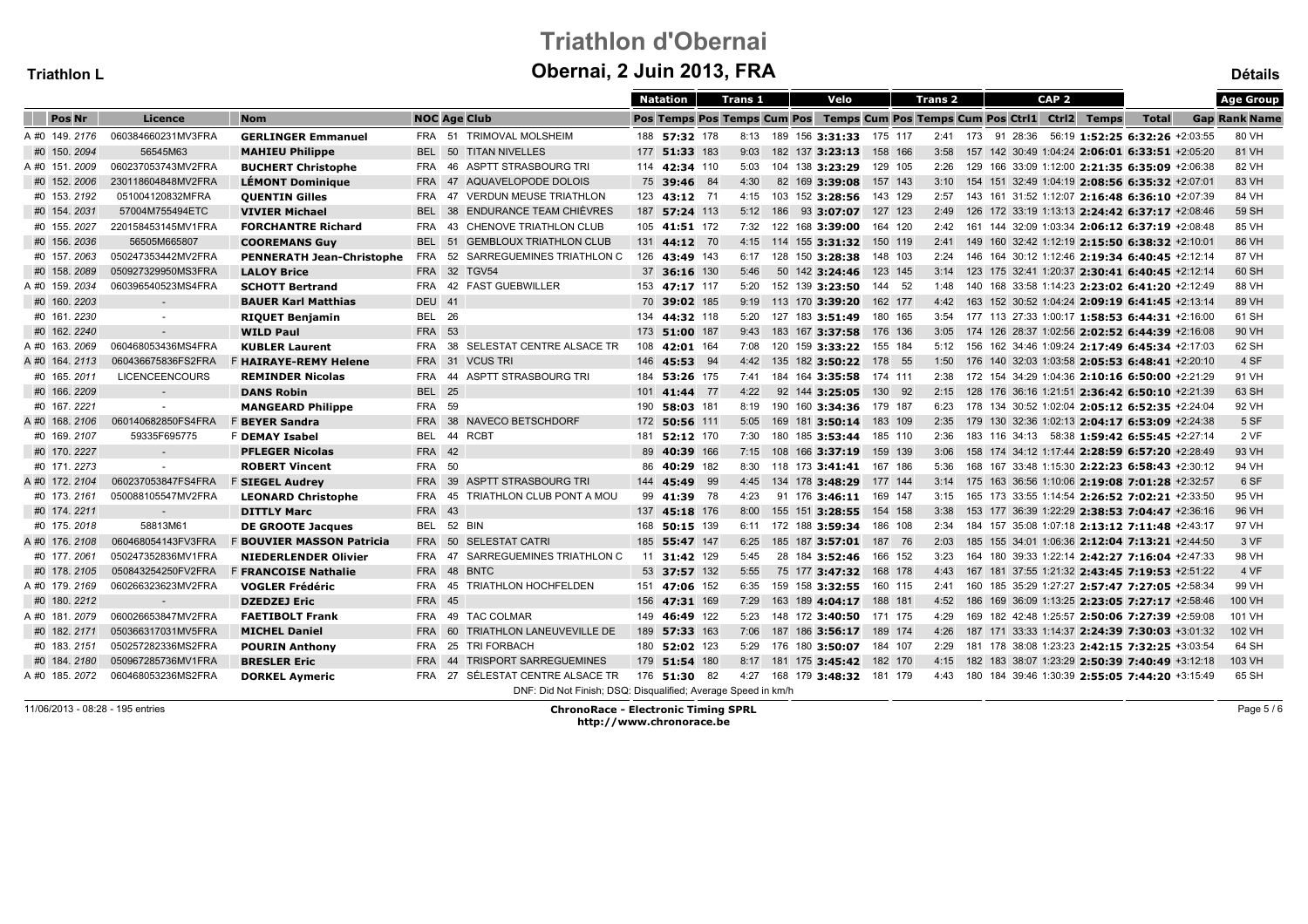# Triathlon d'Obernai

## Obernai, 2 Juin 2013, FRA

**Triathlon L** | **Détails**

| | Pos | Nr | Licence | | Nom | NOC | Age | Club | Natation Pos | Natation Temps | Trans 1 Pos | Trans 1 Temps | Velo Cum Pos | Velo Pos | Velo Temps | Velo Cum Pos | Trans 2 Pos | Trans 2 Temps | Trans 2 Cum Pos | CAP 2 Pos | CAP 2 Ctrl1 | CAP 2 Ctrl2 | CAP 2 Temps | Total | Gap | Age Group Rank Name |
|---|---|---|---|---|---|---|---|---|---|---|---|---|---|---|---|---|---|---|---|---|---|---|---|---|---|---|
| A #0 | 149. | 2176 | 060384660231MV3FRA | | GERLINGER Emmanuel | FRA | 51 | TRIMOVAL MOLSHEIM | 188 | 57:32 | 178 | 8:13 | 189 | 156 | 3:31:33 | 175 | 117 | 2:41 | 173 | 91 | 28:36 | 56:19 | 1:52:25 | 6:32:26 | +2:03:55 | 80 VH |
| #0 | 150. | 2094 | 56545M63 | | MAHIEU Philippe | BEL | 50 | TITAN NIVELLES | 177 | 51:33 | 183 | 9:03 | 182 | 137 | 3:23:13 | 158 | 166 | 3:58 | 157 | 142 | 30:49 | 1:04:24 | 2:06:01 | 6:33:51 | +2:05:20 | 81 VH |
| A #0 | 151. | 2009 | 060237053743MV2FRA | | BUCHERT Christophe | FRA | 46 | ASPTT STRASBOURG TRI | 114 | 42:34 | 110 | 5:03 | 104 | 138 | 3:23:29 | 129 | 105 | 2:26 | 129 | 166 | 33:09 | 1:12:00 | 2:21:35 | 6:35:09 | +2:06:38 | 82 VH |
| #0 | 152. | 2006 | 230118604848MV2FRA | | LÉMONT Dominique | FRA | 47 | AQUAVELOPODE DOLOIS | 75 | 39:46 | 84 | 4:30 | 82 | 169 | 3:39:08 | 157 | 143 | 3:10 | 154 | 151 | 32:49 | 1:04:19 | 2:08:56 | 6:35:32 | +2:07:01 | 83 VH |
| #0 | 153. | 2192 | 051004120832MFRA | | QUENTIN Gilles | FRA | 47 | VERDUN MEUSE TRIATHLON | 123 | 43:12 | 71 | 4:15 | 103 | 152 | 3:28:56 | 143 | 129 | 2:57 | 143 | 161 | 31:52 | 1:12:07 | 2:16:48 | 6:36:10 | +2:07:39 | 84 VH |
| #0 | 154. | 2031 | 57004M755494ETC | | VIVIER Michael | BEL | 38 | ENDURANCE TEAM CHIÈVRES | 187 | 57:24 | 113 | 5:12 | 186 | 93 | 3:07:07 | 127 | 123 | 2:49 | 126 | 172 | 33:19 | 1:13:13 | 2:24:42 | 6:37:17 | +2:08:46 | 59 SH |
| #0 | 155. | 2027 | 220158453145MV1FRA | | FORCHANTRE Richard | FRA | 43 | CHENOVE TRIATHLON CLUB | 105 | 41:51 | 172 | 7:32 | 122 | 168 | 3:39:00 | 164 | 120 | 2:42 | 161 | 144 | 32:09 | 1:03:34 | 2:06:12 | 6:37:19 | +2:08:48 | 85 VH |
| #0 | 156. | 2036 | 56505M665807 | | COOREMANS Guy | BEL | 51 | GEMBLOUX TRIATHLON CLUB | 131 | 44:12 | 70 | 4:15 | 114 | 155 | 3:31:32 | 150 | 119 | 2:41 | 149 | 160 | 32:42 | 1:12:19 | 2:15:50 | 6:38:32 | +2:10:01 | 86 VH |
| #0 | 157. | 2063 | 050247353442MV2FRA | | PENNERATH Jean-Christophe | FRA | 52 | SARREGUEMINES TRIATHLON C | 126 | 43:49 | 143 | 6:17 | 128 | 150 | 3:28:38 | 148 | 103 | 2:24 | 146 | 164 | 30:12 | 1:12:46 | 2:19:34 | 6:40:45 | +2:12:14 | 87 VH |
| #0 | 158. | 2089 | 050927329950MS3FRA | | LALOY Brice | FRA | 32 | TGV54 | 37 | 36:16 | 130 | 5:46 | 50 | 142 | 3:24:46 | 123 | 145 | 3:14 | 123 | 175 | 32:41 | 1:20:37 | 2:30:41 | 6:40:45 | +2:12:14 | 60 SH |
| A #0 | 159. | 2034 | 060396540523MS4FRA | | SCHOTT Bertrand | FRA | 42 | FAST GUEBWILLER | 153 | 47:17 | 117 | 5:20 | 152 | 139 | 3:23:50 | 144 | 52 | 1:48 | 140 | 168 | 33:58 | 1:14:23 | 2:23:02 | 6:41:20 | +2:12:49 | 88 VH |
| #0 | 160. | 2203 | - | | BAUER Karl Matthias | DEU | 41 | | 70 | 39:02 | 185 | 9:19 | 113 | 170 | 3:39:20 | 162 | 177 | 4:42 | 163 | 152 | 30:52 | 1:04:24 | 2:09:19 | 6:41:45 | +2:13:14 | 89 VH |
| #0 | 161. | 2230 | - | | RIQUET Benjamin | BEL | 26 | | 134 | 44:32 | 118 | 5:20 | 127 | 183 | 3:51:49 | 180 | 165 | 3:54 | 177 | 113 | 27:33 | 1:00:17 | 1:58:53 | 6:44:31 | +2:16:00 | 61 SH |
| #0 | 162. | 2240 | - | | WILD Paul | FRA | 53 | | 173 | 51:00 | 187 | 9:43 | 183 | 167 | 3:37:58 | 176 | 136 | 3:05 | 174 | 126 | 28:37 | 1:02:56 | 2:02:52 | 6:44:39 | +2:16:08 | 90 VH |
| A #0 | 163. | 2069 | 060468053436MS4FRA | | KUBLER Laurent | FRA | 38 | SELESTAT CENTRE ALSACE TR | 108 | 42:01 | 164 | 7:08 | 120 | 159 | 3:33:22 | 155 | 184 | 5:12 | 156 | 162 | 34:46 | 1:09:24 | 2:17:49 | 6:45:34 | +2:17:03 | 62 SH |
| A #0 | 164. | 2113 | 060436675836FS2FRA | F | HAIRAYE-REMY Helene | FRA | 31 | VCUS TRI | 146 | 45:53 | 94 | 4:42 | 135 | 182 | 3:50:22 | 178 | 55 | 1:50 | 176 | 140 | 32:03 | 1:03:58 | 2:05:53 | 6:48:41 | +2:20:10 | 4 SF |
| #0 | 165. | 2011 | LICENCEENCOURS | | REMINDER Nicolas | FRA | 44 | ASPTT STRASBOURG TRI | 184 | 53:26 | 175 | 7:41 | 184 | 164 | 3:35:58 | 174 | 111 | 2:38 | 172 | 154 | 34:29 | 1:04:36 | 2:10:16 | 6:50:00 | +2:21:29 | 91 VH |
| #0 | 166. | 2209 | - | | DANS Robin | BEL | 25 | | 101 | 41:44 | 77 | 4:22 | 92 | 144 | 3:25:05 | 130 | 92 | 2:15 | 128 | 176 | 36:16 | 1:21:51 | 2:36:42 | 6:50:10 | +2:21:39 | 63 SH |
| #0 | 167. | 2221 | - | | MANGEARD Philippe | FRA | 59 | | 190 | 58:03 | 181 | 8:19 | 190 | 160 | 3:34:36 | 179 | 187 | 6:23 | 178 | 134 | 30:52 | 1:02:04 | 2:05:12 | 6:52:35 | +2:24:04 | 92 VH |
| A #0 | 168. | 2106 | 060140682850FS4FRA | F | BEYER Sandra | FRA | 38 | NAVECO BETSCHDORF | 172 | 50:56 | 111 | 5:05 | 169 | 181 | 3:50:14 | 183 | 109 | 2:35 | 179 | 130 | 32:36 | 1:02:13 | 2:04:17 | 6:53:09 | +2:24:38 | 5 SF |
| #0 | 169. | 2107 | 59335F695775 | F | DEMAY Isabel | BEL | 44 | RCBT | 181 | 52:12 | 170 | 7:30 | 180 | 185 | 3:53:44 | 185 | 110 | 2:36 | 183 | 116 | 34:13 | 58:38 | 1:59:42 | 6:55:45 | +2:27:14 | 2 VF |
| #0 | 170. | 2227 | - | | PFLEGER Nicolas | FRA | 42 | | 89 | 40:39 | 166 | 7:15 | 108 | 166 | 3:37:19 | 159 | 139 | 3:06 | 158 | 174 | 34:12 | 1:17:44 | 2:28:59 | 6:57:20 | +2:28:49 | 93 VH |
| #0 | 171. | 2273 | - | | ROBERT Vincent | FRA | 50 | | 86 | 40:29 | 182 | 8:30 | 118 | 173 | 3:41:41 | 167 | 186 | 5:36 | 168 | 167 | 33:48 | 1:15:30 | 2:22:23 | 6:58:43 | +2:30:12 | 94 VH |
| A #0 | 172. | 2104 | 060237053847FS4FRA | F | SIEGEL Audrey | FRA | 39 | ASPTT STRASBOURG TRI | 144 | 45:49 | 99 | 4:45 | 134 | 178 | 3:48:29 | 177 | 144 | 3:14 | 175 | 163 | 36:56 | 1:10:06 | 2:19:08 | 7:01:28 | +2:32:57 | 6 SF |
| #0 | 173. | 2161 | 050088105547MV2FRA | | LEONARD Christophe | FRA | 45 | TRIATHLON CLUB PONT A MOU | 99 | 41:39 | 78 | 4:23 | 91 | 176 | 3:46:11 | 169 | 147 | 3:15 | 165 | 173 | 33:55 | 1:14:54 | 2:26:52 | 7:02:21 | +2:33:50 | 95 VH |
| #0 | 174. | 2211 | - | | DITTLY Marc | FRA | 43 | | 137 | 45:18 | 176 | 8:00 | 155 | 151 | 3:28:55 | 154 | 158 | 3:38 | 153 | 177 | 36:39 | 1:22:29 | 2:38:53 | 7:04:47 | +2:36:16 | 96 VH |
| #0 | 175. | 2018 | 58813M61 | | DE GROOTE Jacques | BEL | 52 | BIN | 168 | 50:15 | 139 | 6:11 | 172 | 188 | 3:59:34 | 186 | 108 | 2:34 | 184 | 157 | 35:08 | 1:07:18 | 2:13:12 | 7:11:48 | +2:43:17 | 97 VH |
| A #0 | 176. | 2108 | 060468054143FV3FRA | F | BOUVIER MASSON Patricia | FRA | 50 | SELESTAT CATRI | 185 | 55:47 | 147 | 6:25 | 185 | 187 | 3:57:01 | 187 | 76 | 2:03 | 185 | 155 | 34:01 | 1:06:36 | 2:12:04 | 7:13:21 | +2:44:50 | 3 VF |
| #0 | 177. | 2061 | 050247352836MV1FRA | | NIEDERLENDER Olivier | FRA | 47 | SARREGUEMINES TRIATHLON C | 11 | 31:42 | 129 | 5:45 | 28 | 184 | 3:52:46 | 166 | 152 | 3:23 | 164 | 180 | 39:33 | 1:22:14 | 2:42:27 | 7:16:04 | +2:47:33 | 98 VH |
| #0 | 178. | 2105 | 050843254250FV2FRA | F | FRANCOISE Nathalie | FRA | 48 | BNTC | 53 | 37:57 | 132 | 5:55 | 75 | 177 | 3:47:32 | 168 | 178 | 4:43 | 167 | 181 | 37:55 | 1:21:32 | 2:43:45 | 7:19:53 | +2:51:22 | 4 VF |
| A #0 | 179. | 2169 | 060266323623MV2FRA | | VOGLER Frédéric | FRA | 45 | TRIATHLON HOCHFELDEN | 151 | 47:06 | 152 | 6:35 | 159 | 158 | 3:32:55 | 160 | 115 | 2:41 | 160 | 185 | 35:29 | 1:27:27 | 2:57:47 | 7:27:05 | +2:58:34 | 99 VH |
| #0 | 180. | 2212 | - | | DZEDZEJ Eric | FRA | 45 | | 156 | 47:31 | 169 | 7:29 | 163 | 189 | 4:04:17 | 188 | 181 | 4:52 | 186 | 169 | 36:09 | 1:13:25 | 2:23:05 | 7:27:17 | +2:58:46 | 100 VH |
| A #0 | 181. | 2079 | 060026653847MV2FRA | | FAETIBOLT Frank | FRA | 49 | TAC COLMAR | 149 | 46:49 | 122 | 5:23 | 148 | 172 | 3:40:50 | 171 | 175 | 4:29 | 169 | 182 | 42:48 | 1:25:57 | 2:50:06 | 7:27:39 | +2:59:08 | 101 VH |
| #0 | 182. | 2171 | 050366317031MV5FRA | | MICHEL Daniel | FRA | 60 | TRIATHLON LANEUVEVILLE DE | 189 | 57:33 | 163 | 7:06 | 187 | 186 | 3:56:17 | 189 | 174 | 4:26 | 187 | 171 | 33:33 | 1:14:37 | 2:24:39 | 7:30:03 | +3:01:32 | 102 VH |
| #0 | 183. | 2151 | 050257282336MS2FRA | | POURIN Anthony | FRA | 25 | TRI FORBACH | 180 | 52:02 | 123 | 5:29 | 176 | 180 | 3:50:07 | 184 | 107 | 2:29 | 181 | 178 | 38:08 | 1:23:23 | 2:42:15 | 7:32:25 | +3:03:54 | 64 SH |
| #0 | 184. | 2180 | 050967285736MV1FRA | | BRESLER Eric | FRA | 44 | TRISPORT SARREGUEMINES | 179 | 51:54 | 180 | 8:17 | 181 | 175 | 3:45:42 | 182 | 170 | 4:15 | 182 | 183 | 38:07 | 1:23:06 | 2:50:39 | 7:40:49 | +3:12:18 | 103 VH |
| A #0 | 185. | 2072 | 060468053236MS2FRA | | DORKEL Aymeric | FRA | 27 | SÉLESTAT CENTRE ALSACE TR | 176 | 51:30 | 82 | 4:27 | 168 | 179 | 3:48:32 | 181 | 179 | 4:43 | 180 | 184 | 39:46 | 1:30:39 | 2:55:05 | 7:44:20 | +3:15:49 | 65 SH |

DNF: Did Not Finish; DSQ: Disqualified; Average Speed in km/h

11/06/2013 - 08:28 - 195 entries

**ChronoRace - Electronic Timing SPRL**
**http://www.chronorace.be**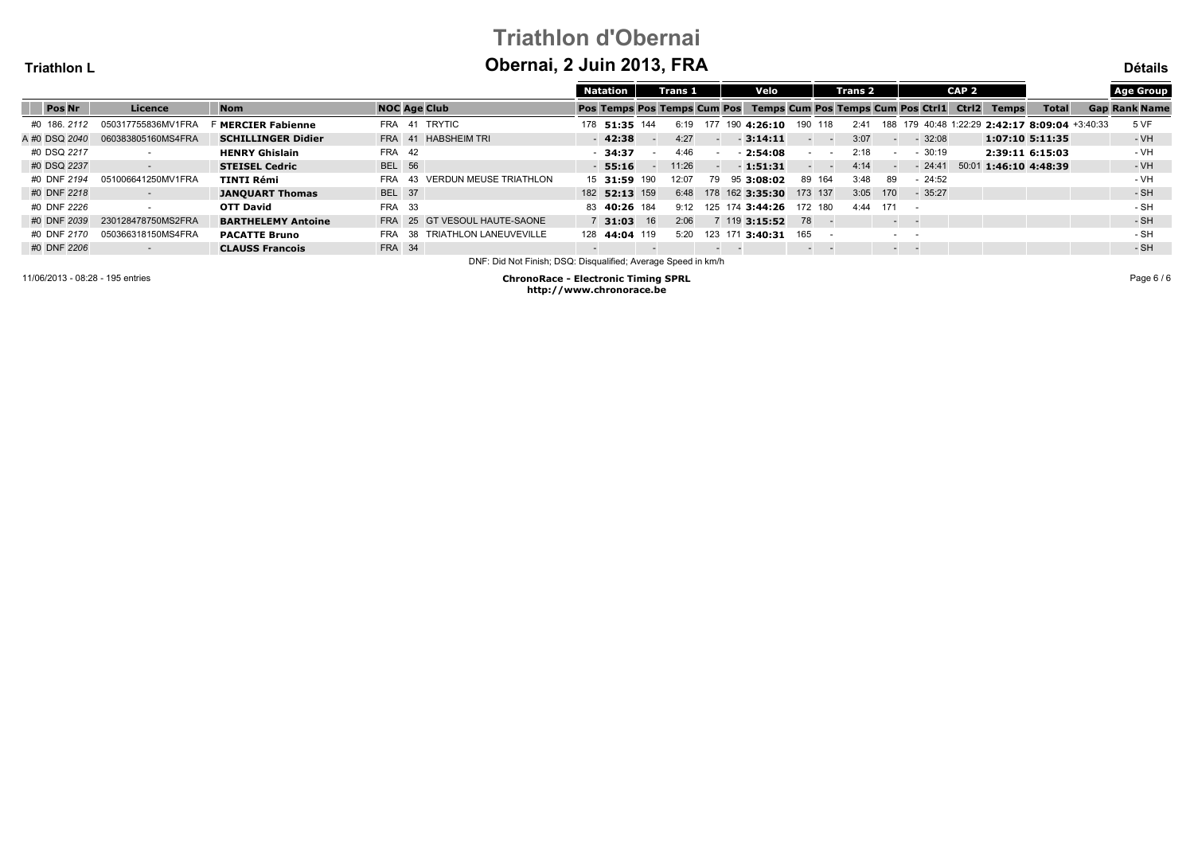# Triathlon d'Obernai

## Obernai, 2 Juin 2013, FRA

**Triathlon L** — **Détails**

| | | | | | | | | Natation | | Trans 1 | | | Velo | | | Trans 2 | | | CAP 2 | | | | | | Age Group | |
|---|---|---|---|---|---|---|---|---|---|---|---|---|---|---|---|---|---|---|---|---|---|---|---|---|---|---|
| Pos | Nr | Licence | | Nom | NOC | Age | Club | Pos | Temps | Pos | Temps | Cum Pos | Pos | Temps | Cum Pos | Pos | Temps | Cum Pos | Pos | Ctrl1 | Ctrl2 | Temps | Total | Gap | Rank | Name |
| #0 186. | *2112* | 050317755836MV1FRA | F | **MERCIER Fabienne** | FRA | 41 | TRYTIC | 178 | **51:35** | 144 | 6:19 | 177 | 190 | **4:26:10** | 190 | 118 | 2:41 | 188 | 179 | 40:48 | 1:22:29 | **2:42:17** | **8:09:04** | +3:40:33 | 5 | VF |
| A #0 DSQ | *2040* | 060383805160MS4FRA | | **SCHILLINGER Didier** | FRA | 41 | HABSHEIM TRI | - | **42:38** | - | 4:27 | - | - | **3:14:11** | - | - | 3:07 | - | - | 32:08 | | **1:07:10** | **5:11:35** | | - | VH |
| #0 DSQ | *2217* | - | | **HENRY Ghislain** | FRA | 42 | | - | **34:37** | - | 4:46 | - | - | **2:54:08** | - | - | 2:18 | - | - | 30:19 | | **2:39:11** | **6:15:03** | | - | VH |
| #0 DSQ | *2237* | - | | **STEISEL Cedric** | BEL | 56 | | - | **55:16** | - | 11:26 | - | - | **1:51:31** | - | - | 4:14 | - | - | 24:41 | 50:01 | **1:46:10** | **4:48:39** | | - | VH |
| #0 DNF | *2194* | 051006641250MV1FRA | | **TINTI Rémi** | FRA | 43 | VERDUN MEUSE TRIATHLON | 15 | **31:59** | 190 | 12:07 | 79 | 95 | **3:08:02** | 89 | 164 | 3:48 | 89 | - | 24:52 | | | | | - | VH |
| #0 DNF | *2218* | - | | **JANQUART Thomas** | BEL | 37 | | 182 | **52:13** | 159 | 6:48 | 178 | 162 | **3:35:30** | 173 | 137 | 3:05 | 170 | - | 35:27 | | | | | - | SH |
| #0 DNF | *2226* | - | | **OTT David** | FRA | 33 | | 83 | **40:26** | 184 | 9:12 | 125 | 174 | **3:44:26** | 172 | 180 | 4:44 | 171 | - | | | | | | - | SH |
| #0 DNF | *2039* | 230128478750MS2FRA | | **BARTHELEMY Antoine** | FRA | 25 | GT VESOUL HAUTE-SAONE | 7 | **31:03** | 16 | 2:06 | 7 | 119 | **3:15:52** | 78 | - | | - | - | | | | | | - | SH |
| #0 DNF | *2170* | 050366318150MS4FRA | | **PACATTE Bruno** | FRA | 38 | TRIATHLON LANEUVEVILLE | 128 | **44:04** | 119 | 5:20 | 123 | 171 | **3:40:31** | 165 | - | | - | - | | | | | | - | SH |
| #0 DNF | *2206* | - | | **CLAUSS Francois** | FRA | 34 | | - | | - | | - | - | | - | - | | - | - | | | | | | - | SH |

DNF: Did Not Finish; DSQ: Disqualified; Average Speed in km/h

11/06/2013 - 08:28 - 195 entries

**ChronoRace - Electronic Timing SPRL**
**http://www.chronorace.be**